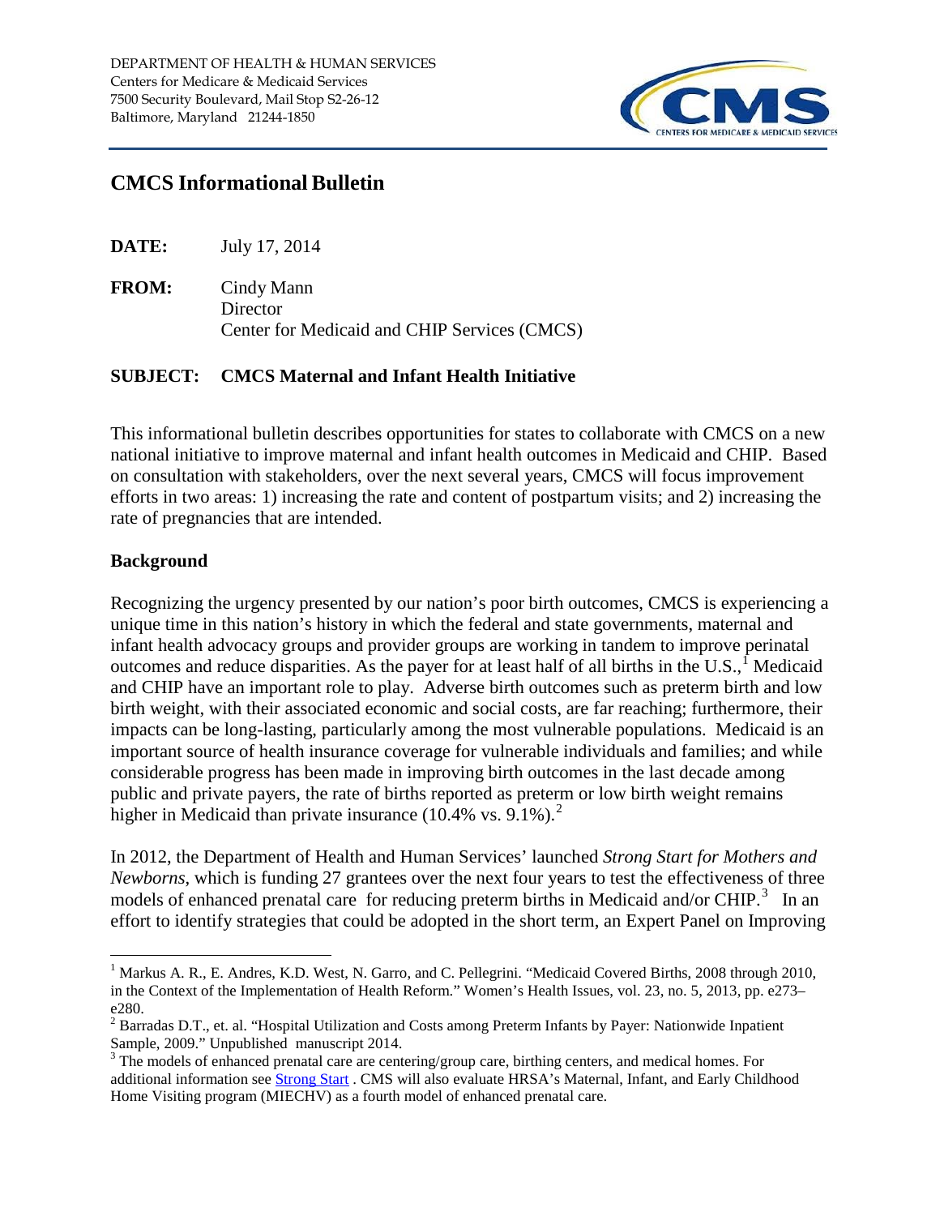DEPARTMENT OF HEALTH & HUMAN SERVICES
Centers for Medicare & Medicaid Services
7500 Security Boulevard, Mail Stop S2-26-12
Baltimore, Maryland 21244-1850

# CMCS Informational Bulletin

**DATE:** July 17, 2014

**FROM:** Cindy Mann
Director
Center for Medicaid and CHIP Services (CMCS)

**SUBJECT: CMCS Maternal and Infant Health Initiative**

This informational bulletin describes opportunities for states to collaborate with CMCS on a new national initiative to improve maternal and infant health outcomes in Medicaid and CHIP. Based on consultation with stakeholders, over the next several years, CMCS will focus improvement efforts in two areas: 1) increasing the rate and content of postpartum visits; and 2) increasing the rate of pregnancies that are intended.

## Background

Recognizing the urgency presented by our nation's poor birth outcomes, CMCS is experiencing a unique time in this nation's history in which the federal and state governments, maternal and infant health advocacy groups and provider groups are working in tandem to improve perinatal outcomes and reduce disparities. As the payer for at least half of all births in the U.S.,[1] Medicaid and CHIP have an important role to play. Adverse birth outcomes such as preterm birth and low birth weight, with their associated economic and social costs, are far reaching; furthermore, their impacts can be long-lasting, particularly among the most vulnerable populations. Medicaid is an important source of health insurance coverage for vulnerable individuals and families; and while considerable progress has been made in improving birth outcomes in the last decade among public and private payers, the rate of births reported as preterm or low birth weight remains higher in Medicaid than private insurance (10.4% vs. 9.1%).[2]

In 2012, the Department of Health and Human Services' launched *Strong Start for Mothers and Newborns*, which is funding 27 grantees over the next four years to test the effectiveness of three models of enhanced prenatal care for reducing preterm births in Medicaid and/or CHIP.[3] In an effort to identify strategies that could be adopted in the short term, an Expert Panel on Improving

---

[1] Markus A. R., E. Andres, K.D. West, N. Garro, and C. Pellegrini. "Medicaid Covered Births, 2008 through 2010, in the Context of the Implementation of Health Reform." Women's Health Issues, vol. 23, no. 5, 2013, pp. e273–e280.

[2] Barradas D.T., et. al. "Hospital Utilization and Costs among Preterm Infants by Payer: Nationwide Inpatient Sample, 2009." Unpublished manuscript 2014.

[3] The models of enhanced prenatal care are centering/group care, birthing centers, and medical homes. For additional information see Strong Start . CMS will also evaluate HRSA's Maternal, Infant, and Early Childhood Home Visiting program (MIECHV) as a fourth model of enhanced prenatal care.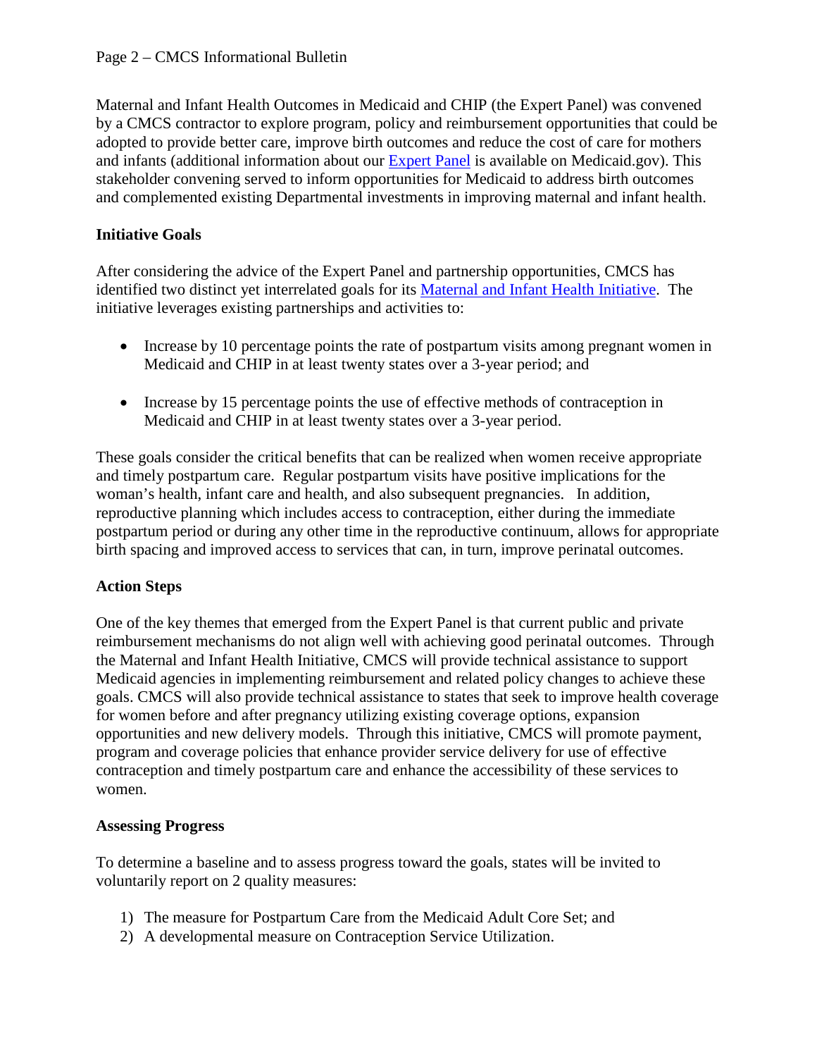Maternal and Infant Health Outcomes in Medicaid and CHIP (the Expert Panel) was convened by a CMCS contractor to explore program, policy and reimbursement opportunities that could be adopted to provide better care, improve birth outcomes and reduce the cost of care for mothers and infants (additional information about our Expert Panel is available on Medicaid.gov). This stakeholder convening served to inform opportunities for Medicaid to address birth outcomes and complemented existing Departmental investments in improving maternal and infant health.

**Initiative Goals**

After considering the advice of the Expert Panel and partnership opportunities, CMCS has identified two distinct yet interrelated goals for its Maternal and Infant Health Initiative. The initiative leverages existing partnerships and activities to:

- Increase by 10 percentage points the rate of postpartum visits among pregnant women in Medicaid and CHIP in at least twenty states over a 3-year period; and
- Increase by 15 percentage points the use of effective methods of contraception in Medicaid and CHIP in at least twenty states over a 3-year period.

These goals consider the critical benefits that can be realized when women receive appropriate and timely postpartum care. Regular postpartum visits have positive implications for the woman's health, infant care and health, and also subsequent pregnancies. In addition, reproductive planning which includes access to contraception, either during the immediate postpartum period or during any other time in the reproductive continuum, allows for appropriate birth spacing and improved access to services that can, in turn, improve perinatal outcomes.

**Action Steps**

One of the key themes that emerged from the Expert Panel is that current public and private reimbursement mechanisms do not align well with achieving good perinatal outcomes. Through the Maternal and Infant Health Initiative, CMCS will provide technical assistance to support Medicaid agencies in implementing reimbursement and related policy changes to achieve these goals. CMCS will also provide technical assistance to states that seek to improve health coverage for women before and after pregnancy utilizing existing coverage options, expansion opportunities and new delivery models. Through this initiative, CMCS will promote payment, program and coverage policies that enhance provider service delivery for use of effective contraception and timely postpartum care and enhance the accessibility of these services to women.

**Assessing Progress**

To determine a baseline and to assess progress toward the goals, states will be invited to voluntarily report on 2 quality measures:

1) The measure for Postpartum Care from the Medicaid Adult Core Set; and
2) A developmental measure on Contraception Service Utilization.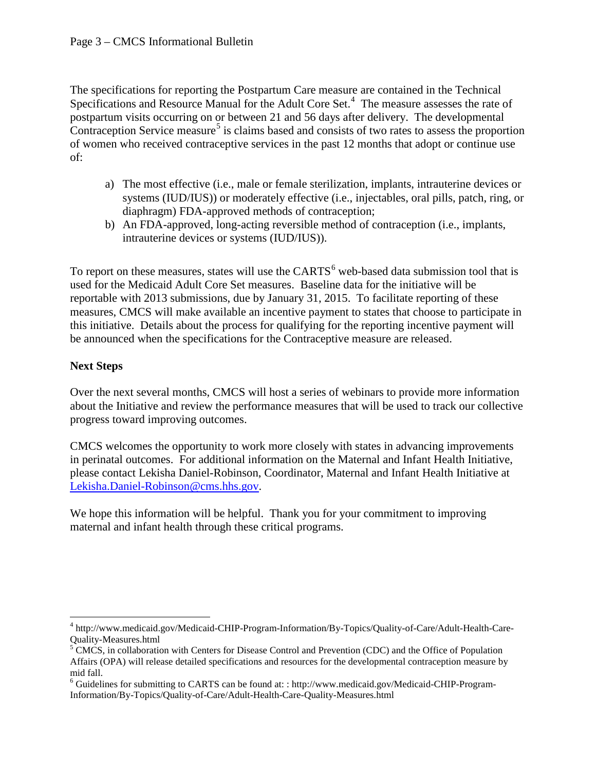The specifications for reporting the Postpartum Care measure are contained in the Technical Specifications and Resource Manual for the Adult Core Set.[4] The measure assesses the rate of postpartum visits occurring on or between 21 and 56 days after delivery. The developmental Contraception Service measure[5] is claims based and consists of two rates to assess the proportion of women who received contraceptive services in the past 12 months that adopt or continue use of:

a) The most effective (i.e., male or female sterilization, implants, intrauterine devices or systems (IUD/IUS)) or moderately effective (i.e., injectables, oral pills, patch, ring, or diaphragm) FDA-approved methods of contraception;
b) An FDA-approved, long-acting reversible method of contraception (i.e., implants, intrauterine devices or systems (IUD/IUS)).

To report on these measures, states will use the CARTS[6] web-based data submission tool that is used for the Medicaid Adult Core Set measures. Baseline data for the initiative will be reportable with 2013 submissions, due by January 31, 2015. To facilitate reporting of these measures, CMCS will make available an incentive payment to states that choose to participate in this initiative. Details about the process for qualifying for the reporting incentive payment will be announced when the specifications for the Contraceptive measure are released.

**Next Steps**

Over the next several months, CMCS will host a series of webinars to provide more information about the Initiative and review the performance measures that will be used to track our collective progress toward improving outcomes.

CMCS welcomes the opportunity to work more closely with states in advancing improvements in perinatal outcomes. For additional information on the Maternal and Infant Health Initiative, please contact Lekisha Daniel-Robinson, Coordinator, Maternal and Infant Health Initiative at Lekisha.Daniel-Robinson@cms.hhs.gov.

We hope this information will be helpful. Thank you for your commitment to improving maternal and infant health through these critical programs.

---

[4] http://www.medicaid.gov/Medicaid-CHIP-Program-Information/By-Topics/Quality-of-Care/Adult-Health-Care-Quality-Measures.html

[5] CMCS, in collaboration with Centers for Disease Control and Prevention (CDC) and the Office of Population Affairs (OPA) will release detailed specifications and resources for the developmental contraception measure by mid fall.

[6] Guidelines for submitting to CARTS can be found at: : http://www.medicaid.gov/Medicaid-CHIP-Program-Information/By-Topics/Quality-of-Care/Adult-Health-Care-Quality-Measures.html